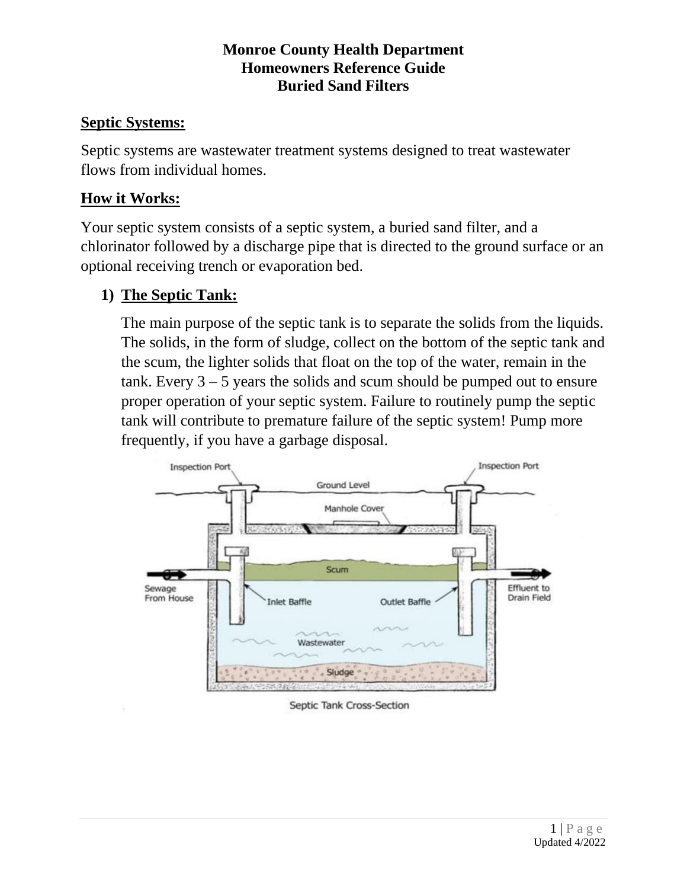# Monroe County Health Department
# Homeowners Reference Guide
# Buried Sand Filters

## Septic Systems:

Septic systems are wastewater treatment systems designed to treat wastewater flows from individual homes.

## How it Works:

Your septic system consists of a septic system, a buried sand filter, and a chlorinator followed by a discharge pipe that is directed to the ground surface or an optional receiving trench or evaporation bed.

### 1) The Septic Tank:

The main purpose of the septic tank is to separate the solids from the liquids. The solids, in the form of sludge, collect on the bottom of the septic tank and the scum, the lighter solids that float on the top of the water, remain in the tank. Every 3 – 5 years the solids and scum should be pumped out to ensure proper operation of your septic system. Failure to routinely pump the septic tank will contribute to premature failure of the septic system! Pump more frequently, if you have a garbage disposal.

Septic Tank Cross-Section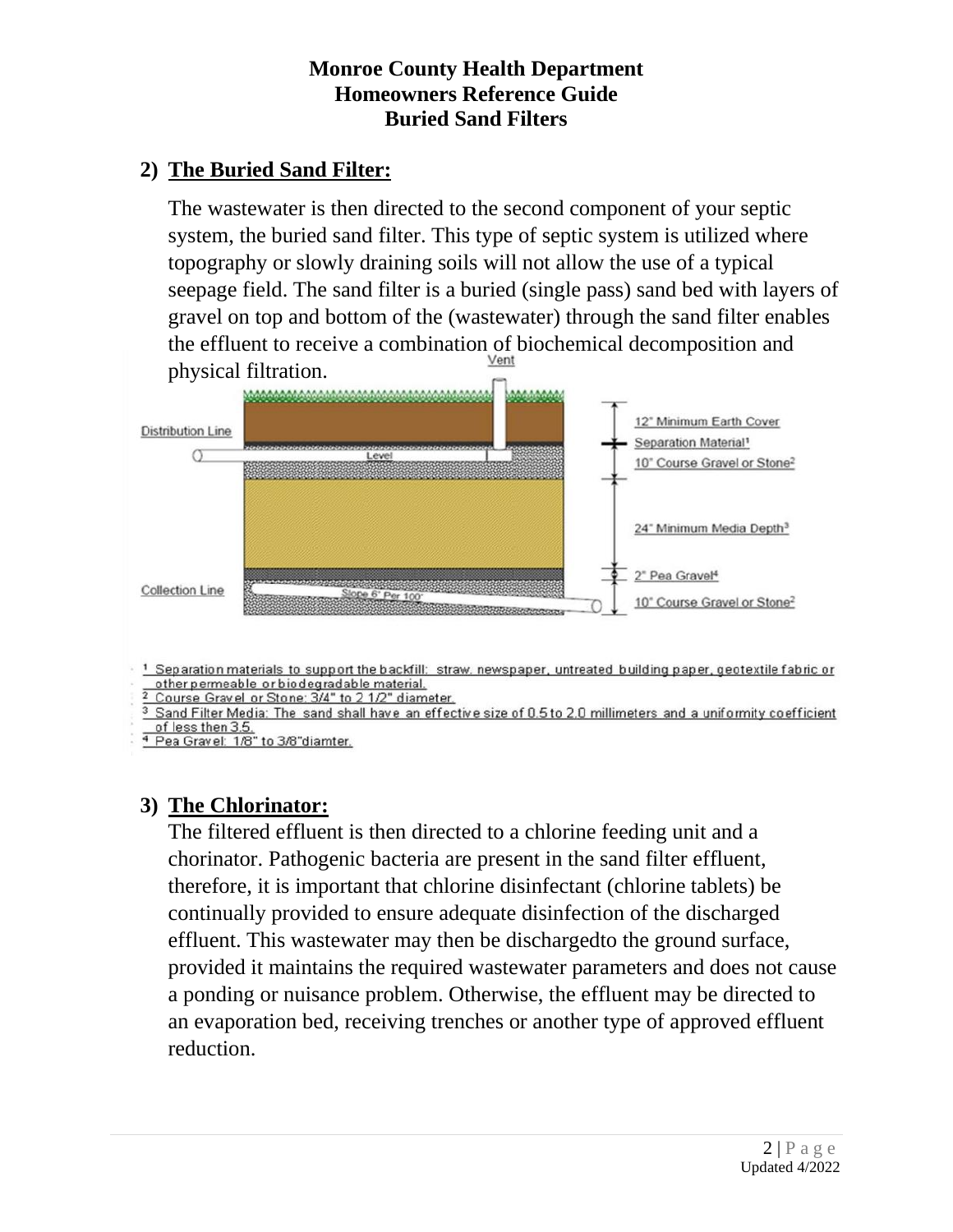**Monroe County Health Department**
**Homeowners Reference Guide**
**Buried Sand Filters**

## 2) The Buried Sand Filter:

The wastewater is then directed to the second component of your septic system, the buried sand filter. This type of septic system is utilized where topography or slowly draining soils will not allow the use of a typical seepage field. The sand filter is a buried (single pass) sand bed with layers of gravel on top and bottom of the (wastewater) through the sand filter enables the effluent to receive a combination of biochemical decomposition and physical filtration.

Vent

Distribution Line

Level

Collection Line

Slope 6" Per 100'

12" Minimum Earth Cover

Separation Material[1]

10" Course Gravel or Stone[2]

24" Minimum Media Depth[3]

2" Pea Gravel[4]

10" Course Gravel or Stone[2]

[1] Separation materials to support the backfill: straw, newspaper, untreated building paper, geotextile fabric or other permeable or biodegradable material.
[2] Course Gravel or Stone: 3/4" to 2 1/2" diameter.
[3] Sand Filter Media: The sand shall have an effective size of 0.5 to 2.0 millimeters and a uniformity coefficient of less then 3.5.
[4] Pea Gravel: 1/8" to 3/8"diamter.

## 3) The Chlorinator:

The filtered effluent is then directed to a chlorine feeding unit and a chorinator. Pathogenic bacteria are present in the sand filter effluent, therefore, it is important that chlorine disinfectant (chlorine tablets) be continually provided to ensure adequate disinfection of the discharged effluent. This wastewater may then be dischargedto the ground surface, provided it maintains the required wastewater parameters and does not cause a ponding or nuisance problem. Otherwise, the effluent may be directed to an evaporation bed, receiving trenches or another type of approved effluent reduction.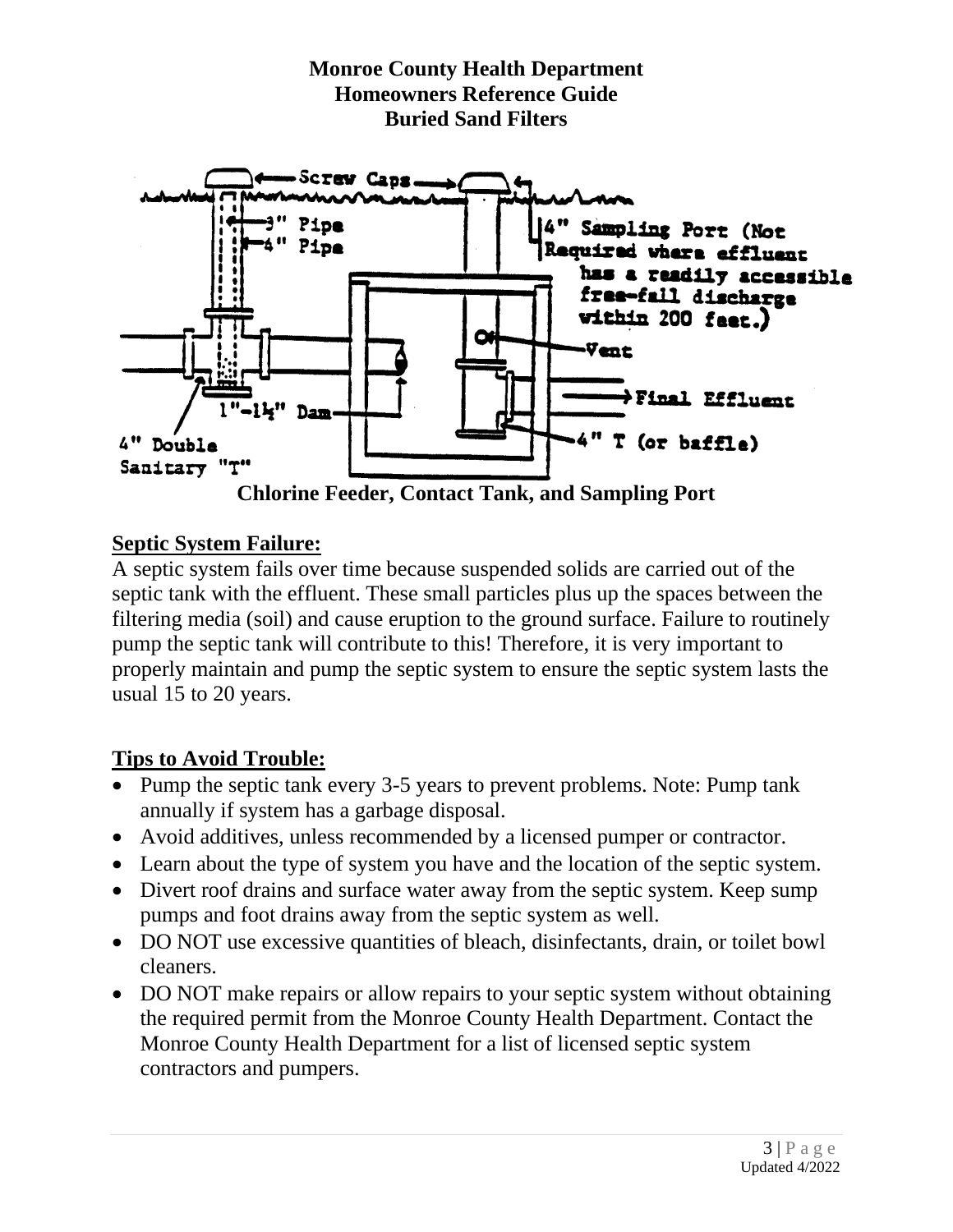**Monroe County Health Department**
**Homeowners Reference Guide**
**Buried Sand Filters**

Screw Caps

3" Pipe

4" Pipe

4" Sampling Port (Not Required where effluent has a readily accessible free-fall discharge within 200 feet.)

Vent

Final Effluent

1"-1½" Dam

4" T (or baffle)

4" Double Sanitary "T"

**Chlorine Feeder, Contact Tank, and Sampling Port**

## Septic System Failure:

A septic system fails over time because suspended solids are carried out of the septic tank with the effluent. These small particles plus up the spaces between the filtering media (soil) and cause eruption to the ground surface. Failure to routinely pump the septic tank will contribute to this! Therefore, it is very important to properly maintain and pump the septic system to ensure the septic system lasts the usual 15 to 20 years.

## Tips to Avoid Trouble:

- Pump the septic tank every 3-5 years to prevent problems. Note: Pump tank annually if system has a garbage disposal.
- Avoid additives, unless recommended by a licensed pumper or contractor.
- Learn about the type of system you have and the location of the septic system.
- Divert roof drains and surface water away from the septic system. Keep sump pumps and foot drains away from the septic system as well.
- DO NOT use excessive quantities of bleach, disinfectants, drain, or toilet bowl cleaners.
- DO NOT make repairs or allow repairs to your septic system without obtaining the required permit from the Monroe County Health Department. Contact the Monroe County Health Department for a list of licensed septic system contractors and pumpers.

Updated 4/2022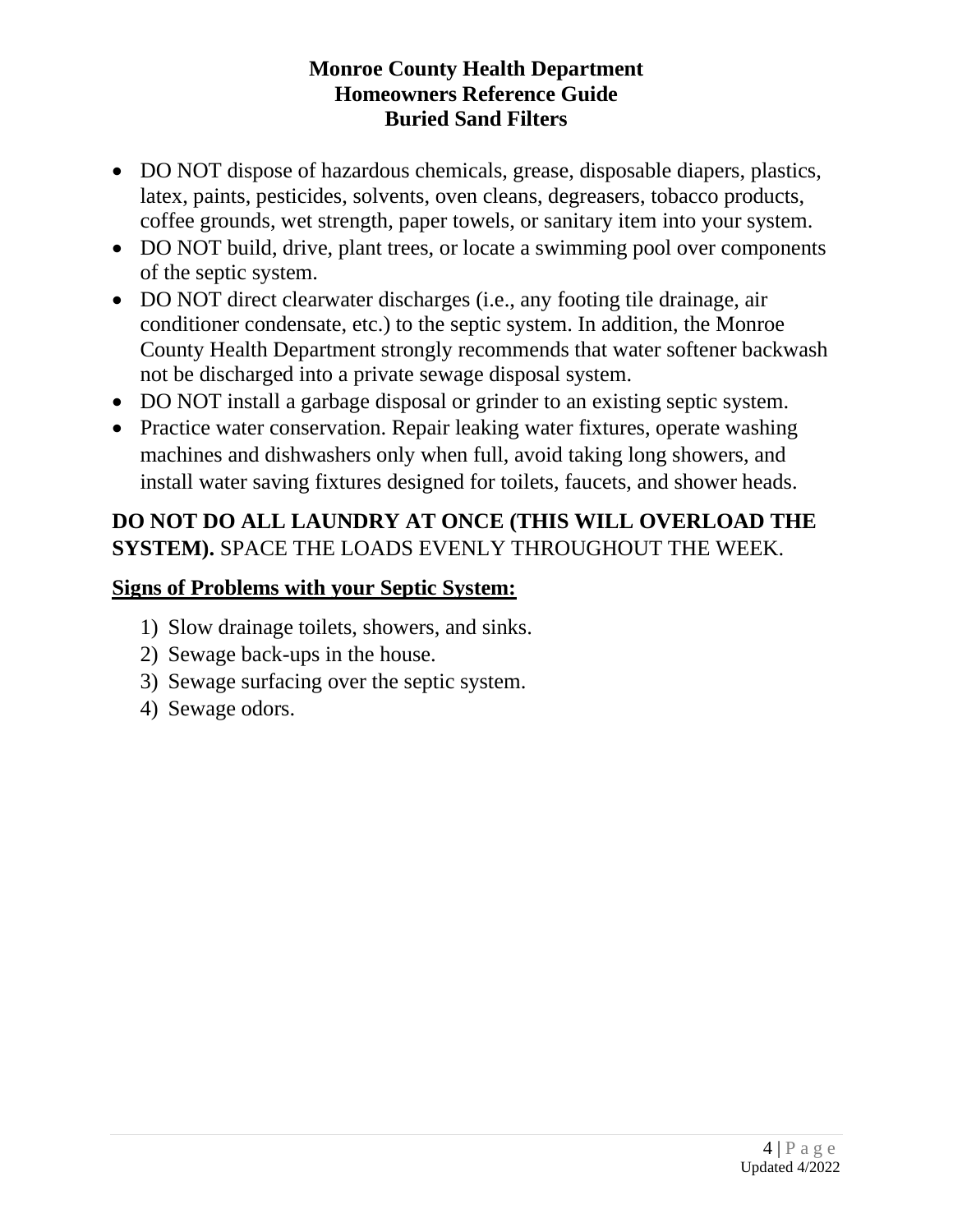- DO NOT dispose of hazardous chemicals, grease, disposable diapers, plastics, latex, paints, pesticides, solvents, oven cleans, degreasers, tobacco products, coffee grounds, wet strength, paper towels, or sanitary item into your system.
- DO NOT build, drive, plant trees, or locate a swimming pool over components of the septic system.
- DO NOT direct clearwater discharges (i.e., any footing tile drainage, air conditioner condensate, etc.) to the septic system. In addition, the Monroe County Health Department strongly recommends that water softener backwash not be discharged into a private sewage disposal system.
- DO NOT install a garbage disposal or grinder to an existing septic system.
- Practice water conservation. Repair leaking water fixtures, operate washing machines and dishwashers only when full, avoid taking long showers, and install water saving fixtures designed for toilets, faucets, and shower heads.

**DO NOT DO ALL LAUNDRY AT ONCE (THIS WILL OVERLOAD THE SYSTEM).** SPACE THE LOADS EVENLY THROUGHOUT THE WEEK.

**<u>Signs of Problems with your Septic System:</u>**

1) Slow drainage toilets, showers, and sinks.
2) Sewage back-ups in the house.
3) Sewage surfacing over the septic system.
4) Sewage odors.